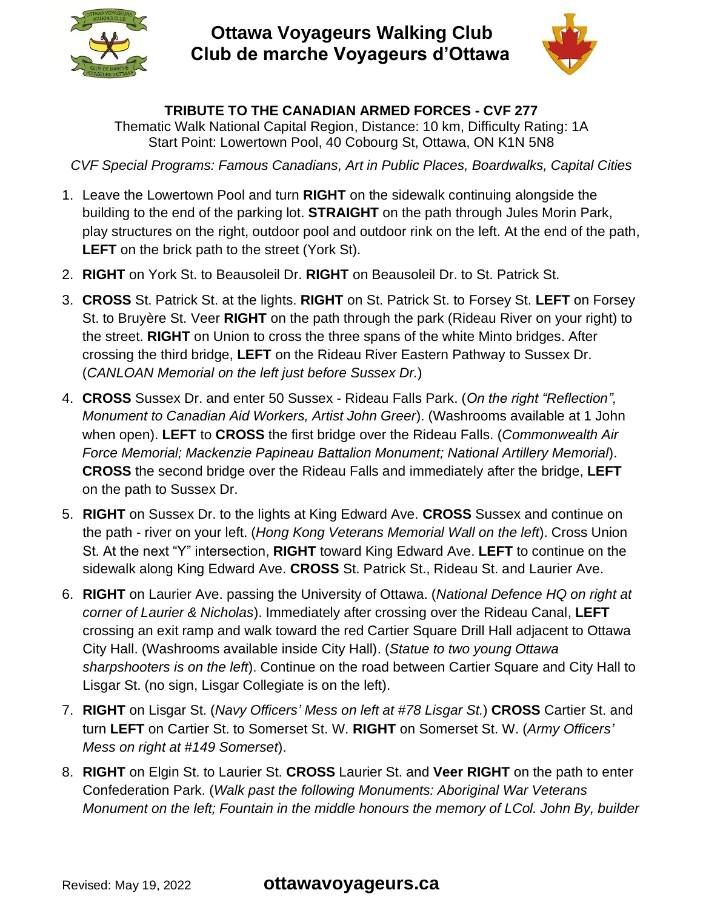# Ottawa Voyageurs Walking Club
# Club de marche Voyageurs d'Ottawa

**TRIBUTE TO THE CANADIAN ARMED FORCES - CVF 277**
Thematic Walk National Capital Region, Distance: 10 km, Difficulty Rating: 1A
Start Point: Lowertown Pool, 40 Cobourg St, Ottawa, ON K1N 5N8

*CVF Special Programs: Famous Canadians, Art in Public Places, Boardwalks, Capital Cities*

1. Leave the Lowertown Pool and turn **RIGHT** on the sidewalk continuing alongside the building to the end of the parking lot. **STRAIGHT** on the path through Jules Morin Park, play structures on the right, outdoor pool and outdoor rink on the left. At the end of the path, **LEFT** on the brick path to the street (York St).
2. **RIGHT** on York St. to Beausoleil Dr. **RIGHT** on Beausoleil Dr. to St. Patrick St.
3. **CROSS** St. Patrick St. at the lights. **RIGHT** on St. Patrick St. to Forsey St. **LEFT** on Forsey St. to Bruyère St. Veer **RIGHT** on the path through the park (Rideau River on your right) to the street. **RIGHT** on Union to cross the three spans of the white Minto bridges. After crossing the third bridge, **LEFT** on the Rideau River Eastern Pathway to Sussex Dr. (*CANLOAN Memorial on the left just before Sussex Dr.*)
4. **CROSS** Sussex Dr. and enter 50 Sussex - Rideau Falls Park. (*On the right "Reflection", Monument to Canadian Aid Workers, Artist John Greer*). (Washrooms available at 1 John when open). **LEFT** to **CROSS** the first bridge over the Rideau Falls. (*Commonwealth Air Force Memorial; Mackenzie Papineau Battalion Monument; National Artillery Memorial*). **CROSS** the second bridge over the Rideau Falls and immediately after the bridge, **LEFT** on the path to Sussex Dr.
5. **RIGHT** on Sussex Dr. to the lights at King Edward Ave. **CROSS** Sussex and continue on the path - river on your left. (*Hong Kong Veterans Memorial Wall on the left*). Cross Union St. At the next "Y" intersection, **RIGHT** toward King Edward Ave. **LEFT** to continue on the sidewalk along King Edward Ave. **CROSS** St. Patrick St., Rideau St. and Laurier Ave.
6. **RIGHT** on Laurier Ave. passing the University of Ottawa. (*National Defence HQ on right at corner of Laurier & Nicholas*). Immediately after crossing over the Rideau Canal, **LEFT** crossing an exit ramp and walk toward the red Cartier Square Drill Hall adjacent to Ottawa City Hall. (Washrooms available inside City Hall). (*Statue to two young Ottawa sharpshooters is on the left*). Continue on the road between Cartier Square and City Hall to Lisgar St. (no sign, Lisgar Collegiate is on the left).
7. **RIGHT** on Lisgar St. (*Navy Officers' Mess on left at #78 Lisgar St.*) **CROSS** Cartier St. and turn **LEFT** on Cartier St. to Somerset St. W. **RIGHT** on Somerset St. W. (*Army Officers' Mess on right at #149 Somerset*).
8. **RIGHT** on Elgin St. to Laurier St. **CROSS** Laurier St. and **Veer RIGHT** on the path to enter Confederation Park. (*Walk past the following Monuments: Aboriginal War Veterans Monument on the left; Fountain in the middle honours the memory of LCol. John By, builder*

Revised: May 19, 2022 **ottawavoyageurs.ca**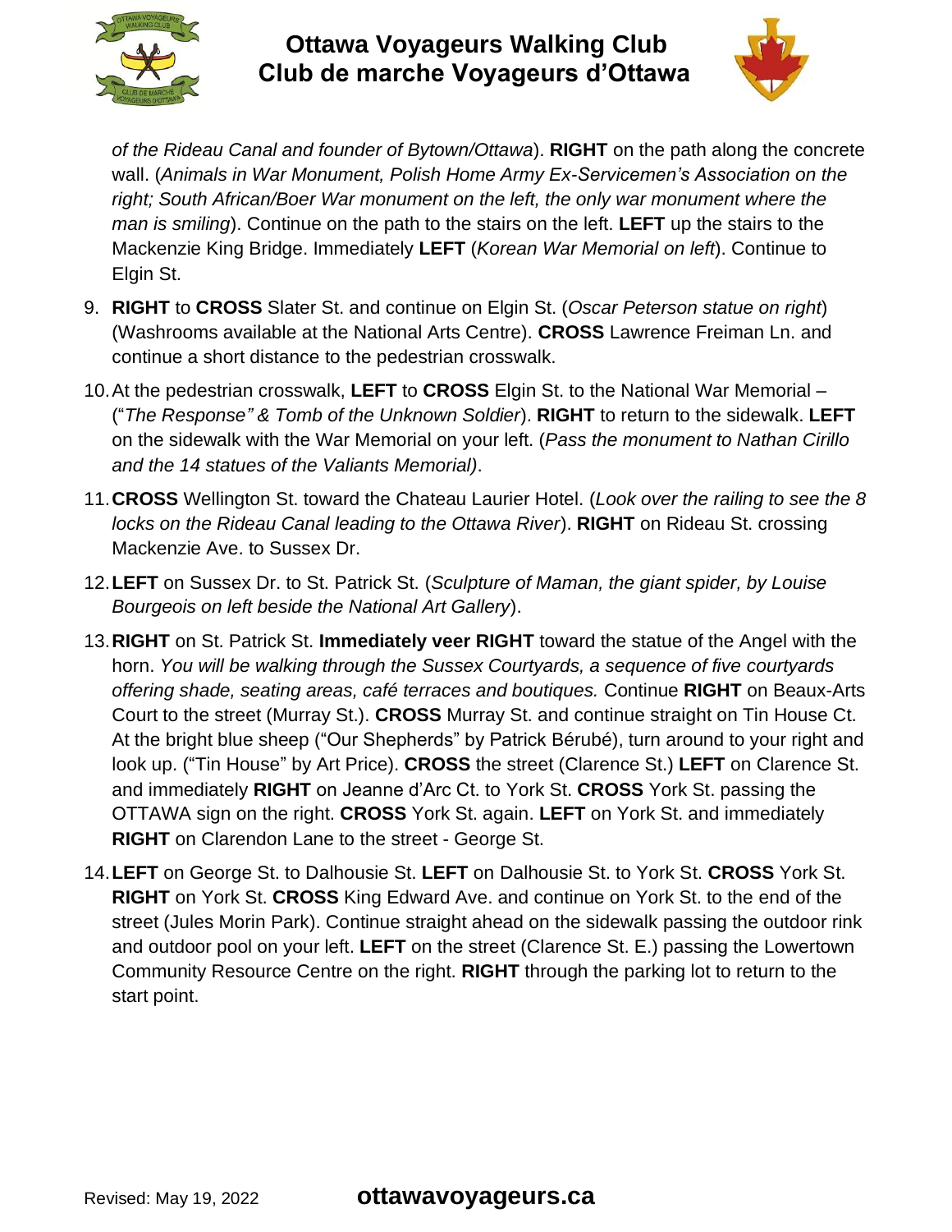*of the Rideau Canal and founder of Bytown/Ottawa*). **RIGHT** on the path along the concrete wall. (*Animals in War Monument, Polish Home Army Ex-Servicemen's Association on the right; South African/Boer War monument on the left, the only war monument where the man is smiling*). Continue on the path to the stairs on the left. **LEFT** up the stairs to the Mackenzie King Bridge. Immediately **LEFT** (*Korean War Memorial on left*). Continue to Elgin St.

9. **RIGHT** to **CROSS** Slater St. and continue on Elgin St. (*Oscar Peterson statue on right*) (Washrooms available at the National Arts Centre). **CROSS** Lawrence Freiman Ln. and continue a short distance to the pedestrian crosswalk.
10. At the pedestrian crosswalk, **LEFT** to **CROSS** Elgin St. to the National War Memorial – ("*The Response" & Tomb of the Unknown Soldier*). **RIGHT** to return to the sidewalk. **LEFT** on the sidewalk with the War Memorial on your left. (*Pass the monument to Nathan Cirillo and the 14 statues of the Valiants Memorial)*.
11. **CROSS** Wellington St. toward the Chateau Laurier Hotel. (*Look over the railing to see the 8 locks on the Rideau Canal leading to the Ottawa River*). **RIGHT** on Rideau St. crossing Mackenzie Ave. to Sussex Dr.
12. **LEFT** on Sussex Dr. to St. Patrick St. (*Sculpture of Maman, the giant spider, by Louise Bourgeois on left beside the National Art Gallery*).
13. **RIGHT** on St. Patrick St. **Immediately veer RIGHT** toward the statue of the Angel with the horn. *You will be walking through the Sussex Courtyards, a sequence of five courtyards offering shade, seating areas, café terraces and boutiques.* Continue **RIGHT** on Beaux-Arts Court to the street (Murray St.). **CROSS** Murray St. and continue straight on Tin House Ct. At the bright blue sheep ("Our Shepherds" by Patrick Bérubé), turn around to your right and look up. ("Tin House" by Art Price). **CROSS** the street (Clarence St.) **LEFT** on Clarence St. and immediately **RIGHT** on Jeanne d'Arc Ct. to York St. **CROSS** York St. passing the OTTAWA sign on the right. **CROSS** York St. again. **LEFT** on York St. and immediately **RIGHT** on Clarendon Lane to the street - George St.
14. **LEFT** on George St. to Dalhousie St. **LEFT** on Dalhousie St. to York St. **CROSS** York St. **RIGHT** on York St. **CROSS** King Edward Ave. and continue on York St. to the end of the street (Jules Morin Park). Continue straight ahead on the sidewalk passing the outdoor rink and outdoor pool on your left. **LEFT** on the street (Clarence St. E.) passing the Lowertown Community Resource Centre on the right. **RIGHT** through the parking lot to return to the start point.

Revised: May 19, 2022 **ottawavoyageurs.ca**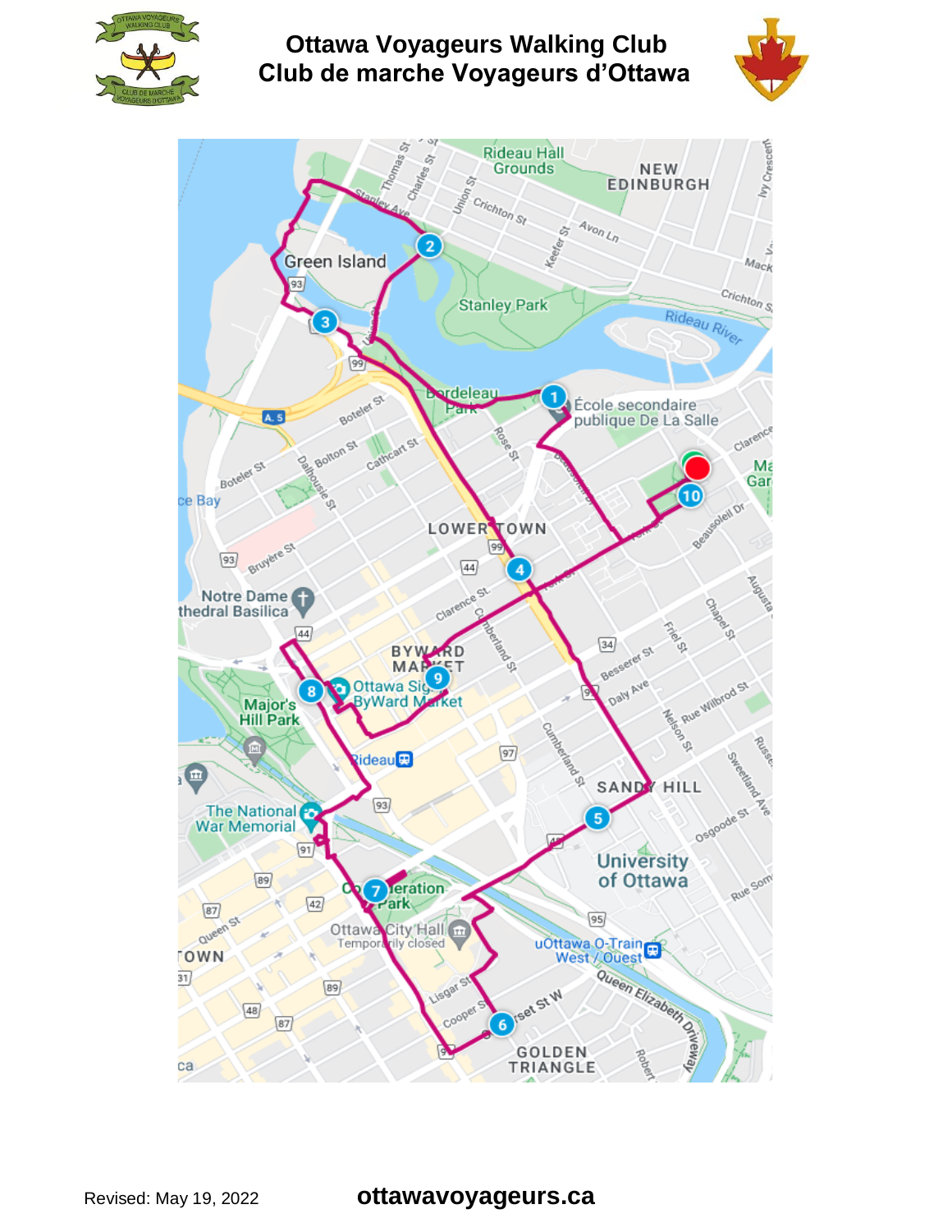# Ottawa Voyageurs Walking Club
# Club de marche Voyageurs d'Ottawa

Rideau Hall Grounds
NEW EDINBURGH
Green Island
Stanley Park
Rideau River
Bordeleau Park
École secondaire publique De La Salle
LOWERTOWN
Notre Dame Cathedral Basilica
BYWARD MARKET
Ottawa Sign ByWard Market
Major's Hill Park
Rideau
The National War Memorial
SANDY HILL
University of Ottawa
Confederation Park
Ottawa City Hall
Temporarily closed
uOttawa O-Train West / Ouest
GOLDEN TRIANGLE
Queen Elizabeth Driveway

1 2 3 4 5 6 7 8 9 10

Revised: May 19, 2022

**ottawavoyageurs.ca**